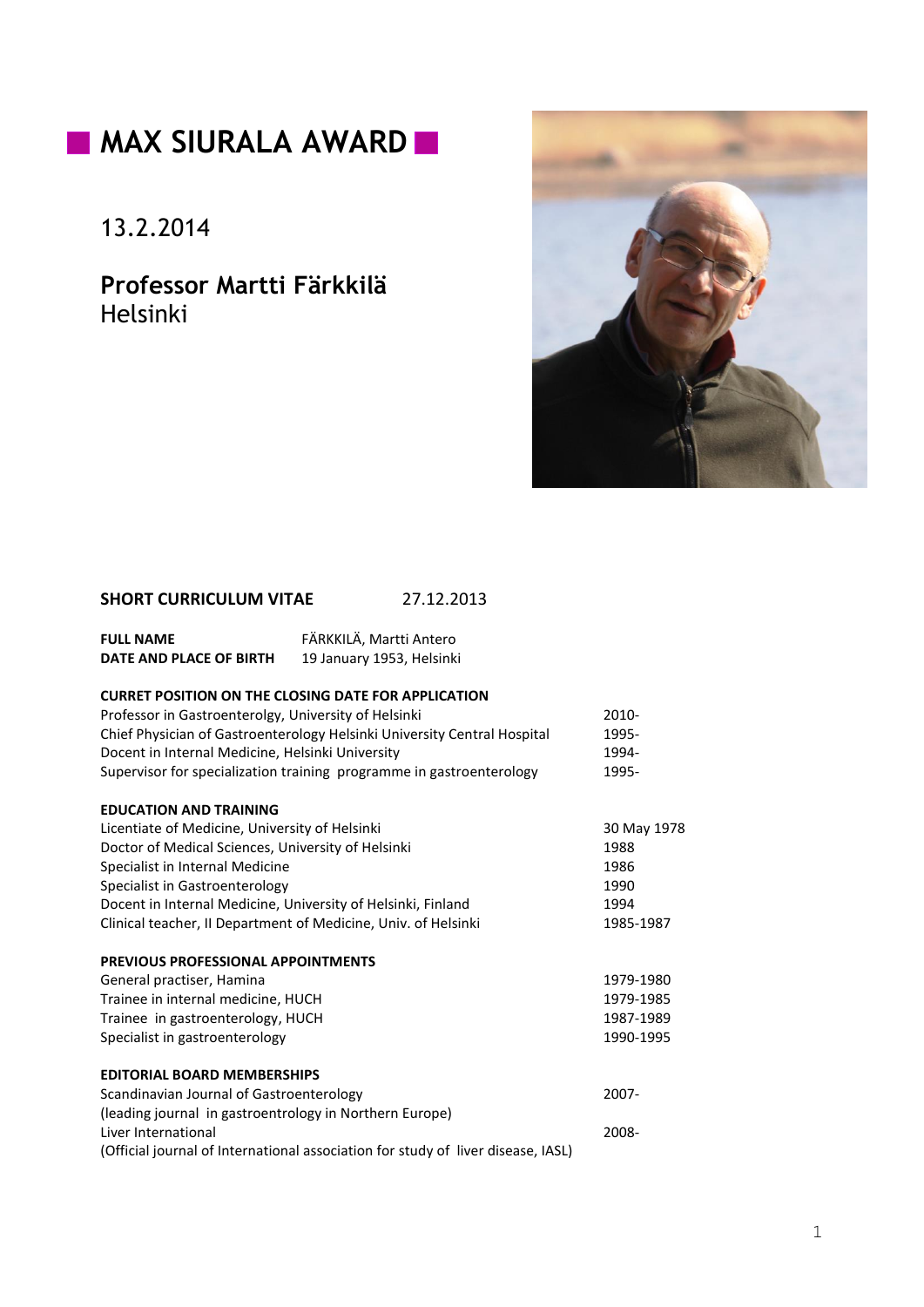# MAX SIURALA AWARD

13.2.2014

**Professor Martti Färkkilä**
Helsinki

**SHORT CURRICULUM VITAE** 27.12.2013

| | |
|---|---|
| **FULL NAME** | FÄRKKILÄ, Martti Antero |
| **DATE AND PLACE OF BIRTH** | 19 January 1953, Helsinki |

**CURRET POSITION ON THE CLOSING DATE FOR APPLICATION**

| | |
|---|---|
| Professor in Gastroenterolgy, University of Helsinki | 2010- |
| Chief Physician of Gastroenterology Helsinki University Central Hospital | 1995- |
| Docent in Internal Medicine, Helsinki University | 1994- |
| Supervisor for specialization training programme in gastroenterology | 1995- |

**EDUCATION AND TRAINING**

| | |
|---|---|
| Licentiate of Medicine, University of Helsinki | 30 May 1978 |
| Doctor of Medical Sciences, University of Helsinki | 1988 |
| Specialist in Internal Medicine | 1986 |
| Specialist in Gastroenterology | 1990 |
| Docent in Internal Medicine, University of Helsinki, Finland | 1994 |
| Clinical teacher, II Department of Medicine, Univ. of Helsinki | 1985-1987 |

**PREVIOUS PROFESSIONAL APPOINTMENTS**

| | |
|---|---|
| General practiser, Hamina | 1979-1980 |
| Trainee in internal medicine, HUCH | 1979-1985 |
| Trainee in gastroenterology, HUCH | 1987-1989 |
| Specialist in gastroenterology | 1990-1995 |

**EDITORIAL BOARD MEMBERSHIPS**

| | |
|---|---|
| Scandinavian Journal of Gastroenterology<br>(leading journal in gastroentrology in Northern Europe) | 2007- |
| Liver International<br>(Official journal of International association for study of liver disease, IASL) | 2008- |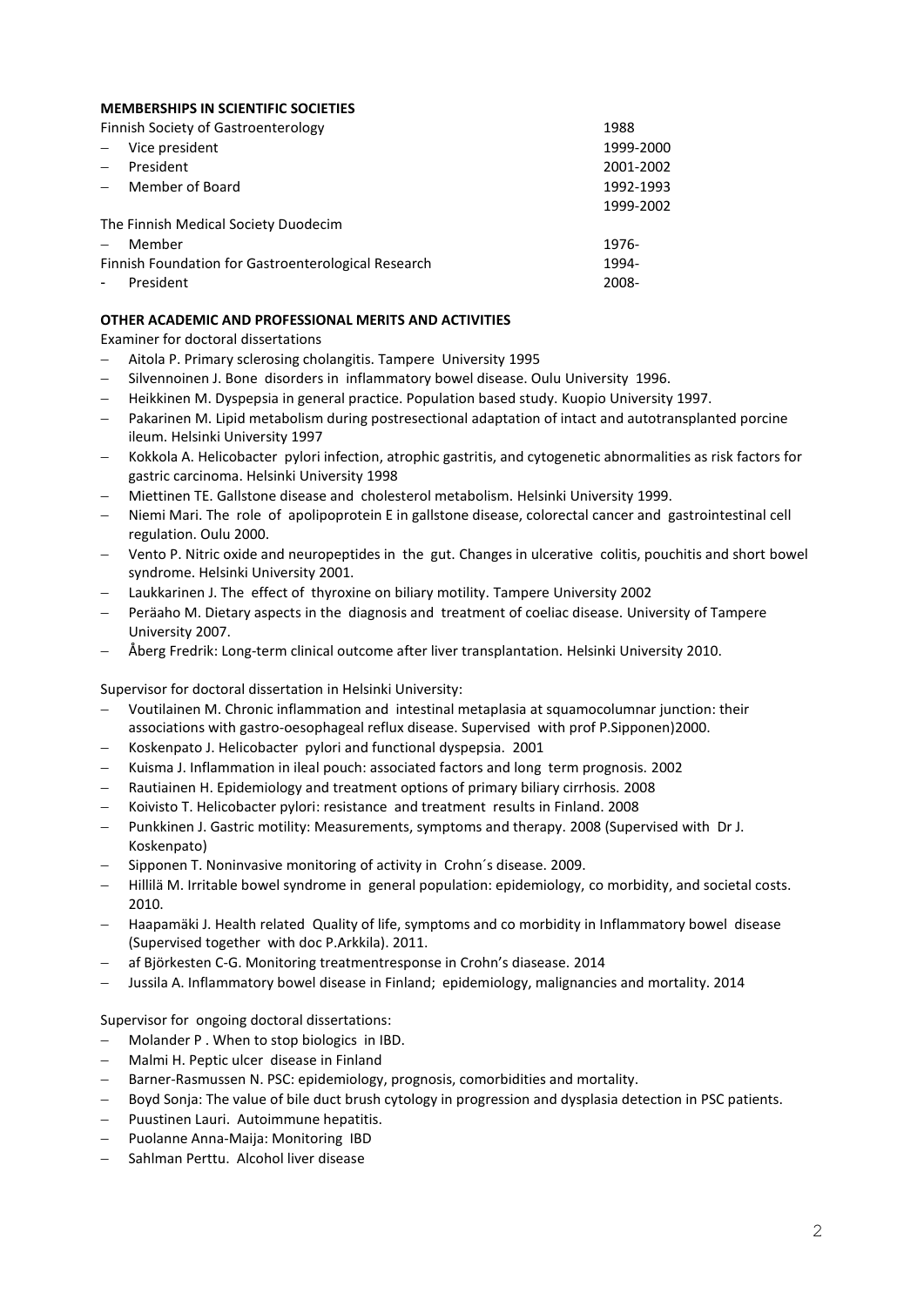**MEMBERSHIPS IN SCIENTIFIC SOCIETIES**

| | |
|---|---|
| Finnish Society of Gastroenterology | 1988 |
| – Vice president | 1999-2000 |
| – President | 2001-2002 |
| – Member of Board | 1992-1993 |
| | 1999-2002 |
| The Finnish Medical Society Duodecim | |
| – Member | 1976- |
| Finnish Foundation for Gastroenterological Research | 1994- |
| - President | 2008- |

**OTHER ACADEMIC AND PROFESSIONAL MERITS AND ACTIVITIES**

Examiner for doctoral dissertations

- Aitola P. Primary sclerosing cholangitis. Tampere University 1995
- Silvennoinen J. Bone disorders in inflammatory bowel disease. Oulu University 1996.
- Heikkinen M. Dyspepsia in general practice. Population based study. Kuopio University 1997.
- Pakarinen M. Lipid metabolism during postresectional adaptation of intact and autotransplanted porcine ileum. Helsinki University 1997
- Kokkola A. Helicobacter pylori infection, atrophic gastritis, and cytogenetic abnormalities as risk factors for gastric carcinoma. Helsinki University 1998
- Miettinen TE. Gallstone disease and cholesterol metabolism. Helsinki University 1999.
- Niemi Mari. The role of apolipoprotein E in gallstone disease, colorectal cancer and gastrointestinal cell regulation. Oulu 2000.
- Vento P. Nitric oxide and neuropeptides in the gut. Changes in ulcerative colitis, pouchitis and short bowel syndrome. Helsinki University 2001.
- Laukkarinen J. The effect of thyroxine on biliary motility. Tampere University 2002
- Peräaho M. Dietary aspects in the diagnosis and treatment of coeliac disease. University of Tampere University 2007.
- Åberg Fredrik: Long-term clinical outcome after liver transplantation. Helsinki University 2010.

Supervisor for doctoral dissertation in Helsinki University:

- Voutilainen M. Chronic inflammation and intestinal metaplasia at squamocolumnar junction: their associations with gastro-oesophageal reflux disease. Supervised with prof P.Sipponen)2000.
- Koskenpato J. Helicobacter pylori and functional dyspepsia. 2001
- Kuisma J. Inflammation in ileal pouch: associated factors and long term prognosis. 2002
- Rautiainen H. Epidemiology and treatment options of primary biliary cirrhosis. 2008
- Koivisto T. Helicobacter pylori: resistance and treatment results in Finland. 2008
- Punkkinen J. Gastric motility: Measurements, symptoms and therapy. 2008 (Supervised with Dr J. Koskenpato)
- Sipponen T. Noninvasive monitoring of activity in Crohn´s disease. 2009.
- Hillilä M. Irritable bowel syndrome in general population: epidemiology, co morbidity, and societal costs. 2010.
- Haapamäki J. Health related Quality of life, symptoms and co morbidity in Inflammatory bowel disease (Supervised together with doc P.Arkkila). 2011.
- af Björkesten C-G. Monitoring treatmentresponse in Crohn's diasease. 2014
- Jussila A. Inflammatory bowel disease in Finland; epidemiology, malignancies and mortality. 2014

Supervisor for ongoing doctoral dissertations:

- Molander P . When to stop biologics in IBD.
- Malmi H. Peptic ulcer disease in Finland
- Barner-Rasmussen N. PSC: epidemiology, prognosis, comorbidities and mortality.
- Boyd Sonja: The value of bile duct brush cytology in progression and dysplasia detection in PSC patients.
- Puustinen Lauri. Autoimmune hepatitis.
- Puolanne Anna-Maija: Monitoring IBD
- Sahlman Perttu. Alcohol liver disease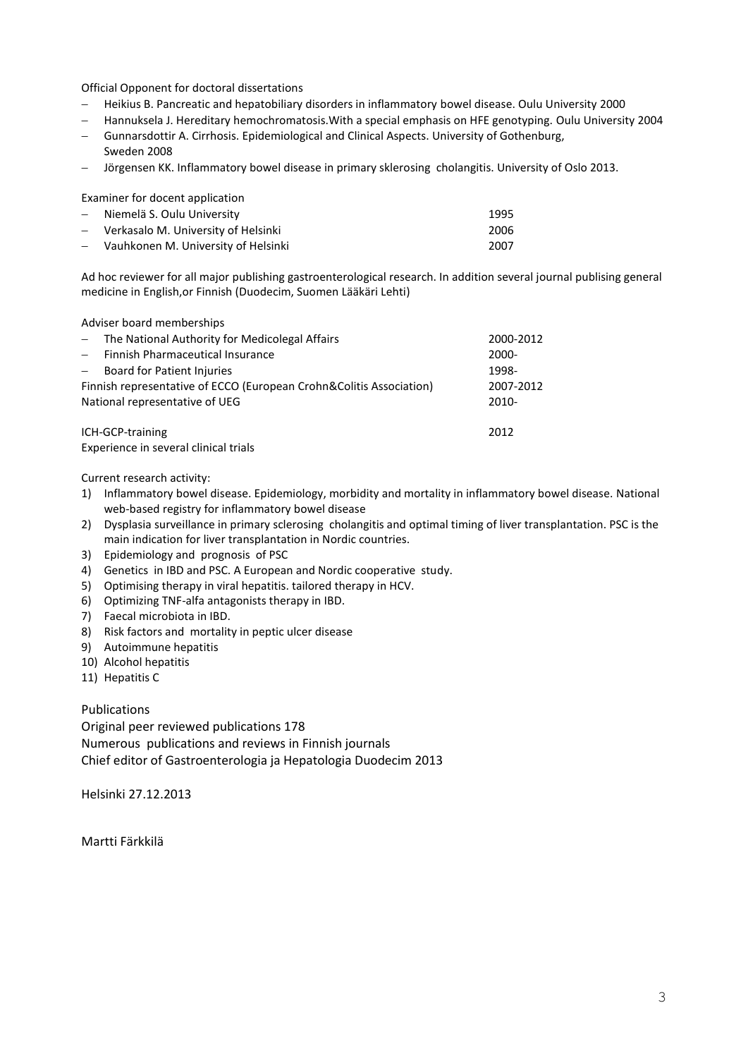Official Opponent for doctoral dissertations

- Heikius B. Pancreatic and hepatobiliary disorders in inflammatory bowel disease. Oulu University 2000
- Hannuksela J. Hereditary hemochromatosis.With a special emphasis on HFE genotyping. Oulu University 2004
- Gunnarsdottir A. Cirrhosis. Epidemiological and Clinical Aspects. University of Gothenburg, Sweden 2008
- Jörgensen KK. Inflammatory bowel disease in primary sklerosing cholangitis. University of Oslo 2013.

Examiner for docent application

| | |
|---|---|
| – Niemelä S. Oulu University | 1995 |
| – Verkasalo M. University of Helsinki | 2006 |
| – Vauhkonen M. University of Helsinki | 2007 |

Ad hoc reviewer for all major publishing gastroenterological research. In addition several journal publising general medicine in English,or Finnish (Duodecim, Suomen Lääkäri Lehti)

Adviser board memberships

| | |
|---|---|
| – The National Authority for Medicolegal Affairs | 2000-2012 |
| – Finnish Pharmaceutical Insurance | 2000- |
| – Board for Patient Injuries | 1998- |
| Finnish representative of ECCO (European Crohn&Colitis Association) | 2007-2012 |
| National representative of UEG | 2010- |
| ICH-GCP-training | 2012 |

Experience in several clinical trials

Current research activity:

1) Inflammatory bowel disease. Epidemiology, morbidity and mortality in inflammatory bowel disease. National web-based registry for inflammatory bowel disease
2) Dysplasia surveillance in primary sclerosing cholangitis and optimal timing of liver transplantation. PSC is the main indication for liver transplantation in Nordic countries.
3) Epidemiology and prognosis of PSC
4) Genetics in IBD and PSC. A European and Nordic cooperative study.
5) Optimising therapy in viral hepatitis. tailored therapy in HCV.
6) Optimizing TNF-alfa antagonists therapy in IBD.
7) Faecal microbiota in IBD.
8) Risk factors and mortality in peptic ulcer disease
9) Autoimmune hepatitis
10) Alcohol hepatitis
11) Hepatitis C

Publications

Original peer reviewed publications 178

Numerous publications and reviews in Finnish journals

Chief editor of Gastroenterologia ja Hepatologia Duodecim 2013

Helsinki 27.12.2013

Martti Färkkilä